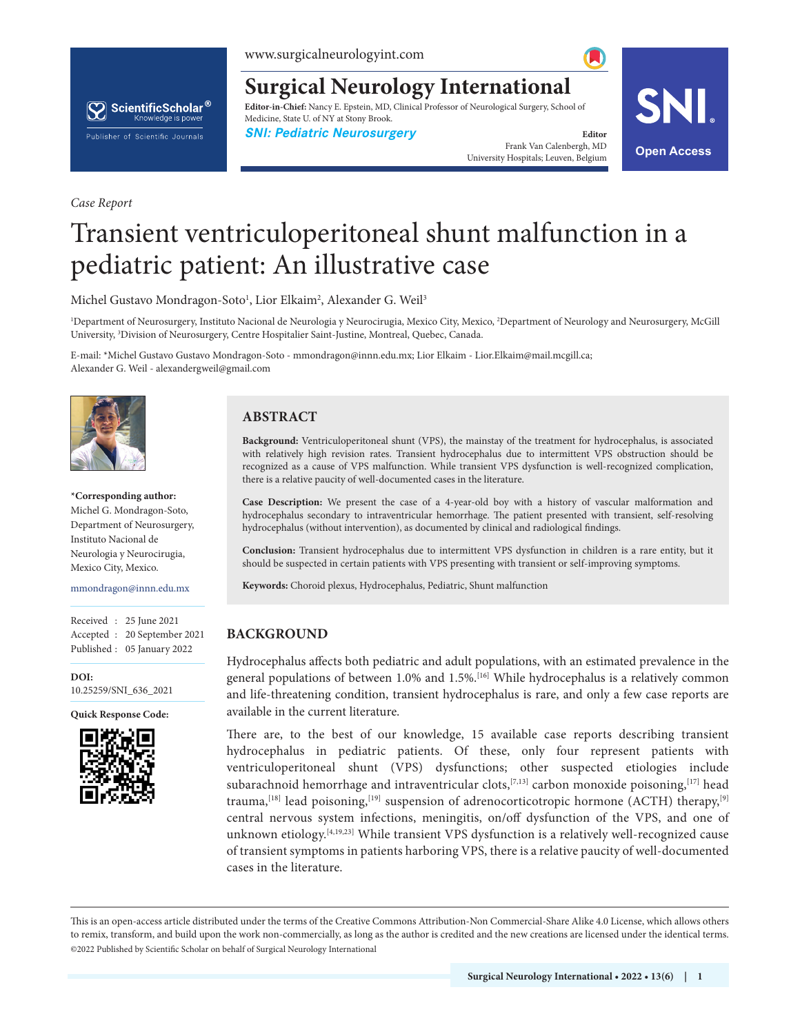www.surgicalneurologyint.com

# Surgical Neurology International

**Editor-in-Chief:** Nancy E. Epstein, MD, Clinical Professor of Neurological Surgery, School of Medicine, State U. of NY at Stony Brook.

***SNI: Pediatric Neurosurgery***

**Editor**
Frank Van Calenbergh, MD
University Hospitals; Leuven, Belgium

SNI. Open Access

*Case Report*

# Transient ventriculoperitoneal shunt malfunction in a pediatric patient: An illustrative case

Michel Gustavo Mondragon-Soto[1], Lior Elkaim[2], Alexander G. Weil[3]

[1]Department of Neurosurgery, Instituto Nacional de Neurologia y Neurocirugia, Mexico City, Mexico, [2]Department of Neurology and Neurosurgery, McGill University, [3]Division of Neurosurgery, Centre Hospitalier Saint-Justine, Montreal, Quebec, Canada.

E-mail: *Michel Gustavo Gustavo Mondragon-Soto - mmondragon@innn.edu.mx; Lior Elkaim - Lior.Elkaim@mail.mcgill.ca; Alexander G. Weil - alexandergweil@gmail.com

**\*Corresponding author:**
Michel G. Mondragon-Soto, Department of Neurosurgery, Instituto Nacional de Neurologia y Neurocirugia, Mexico City, Mexico.

mmondragon@innn.edu.mx

Received : 25 June 2021
Accepted : 20 September 2021
Published : 05 January 2022

**DOI:**
10.25259/SNI_636_2021

**Quick Response Code:**

## ABSTRACT

**Background:** Ventriculoperitoneal shunt (VPS), the mainstay of the treatment for hydrocephalus, is associated with relatively high revision rates. Transient hydrocephalus due to intermittent VPS obstruction should be recognized as a cause of VPS malfunction. While transient VPS dysfunction is well-recognized complication, there is a relative paucity of well-documented cases in the literature.

**Case Description:** We present the case of a 4-year-old boy with a history of vascular malformation and hydrocephalus secondary to intraventricular hemorrhage. The patient presented with transient, self-resolving hydrocephalus (without intervention), as documented by clinical and radiological findings.

**Conclusion:** Transient hydrocephalus due to intermittent VPS dysfunction in children is a rare entity, but it should be suspected in certain patients with VPS presenting with transient or self-improving symptoms.

**Keywords:** Choroid plexus, Hydrocephalus, Pediatric, Shunt malfunction

## BACKGROUND

Hydrocephalus affects both pediatric and adult populations, with an estimated prevalence in the general populations of between 1.0% and 1.5%.[16] While hydrocephalus is a relatively common and life-threatening condition, transient hydrocephalus is rare, and only a few case reports are available in the current literature.

There are, to the best of our knowledge, 15 available case reports describing transient hydrocephalus in pediatric patients. Of these, only four represent patients with ventriculoperitoneal shunt (VPS) dysfunctions; other suspected etiologies include subarachnoid hemorrhage and intraventricular clots,[7,13] carbon monoxide poisoning,[17] head trauma,[18] lead poisoning,[19] suspension of adrenocorticotropic hormone (ACTH) therapy,[9] central nervous system infections, meningitis, on/off dysfunction of the VPS, and one of unknown etiology.[4,19,23] While transient VPS dysfunction is a relatively well-recognized cause of transient symptoms in patients harboring VPS, there is a relative paucity of well-documented cases in the literature.

This is an open-access article distributed under the terms of the Creative Commons Attribution-Non Commercial-Share Alike 4.0 License, which allows others to remix, transform, and build upon the work non-commercially, as long as the author is credited and the new creations are licensed under the identical terms.
©2022 Published by Scientific Scholar on behalf of Surgical Neurology International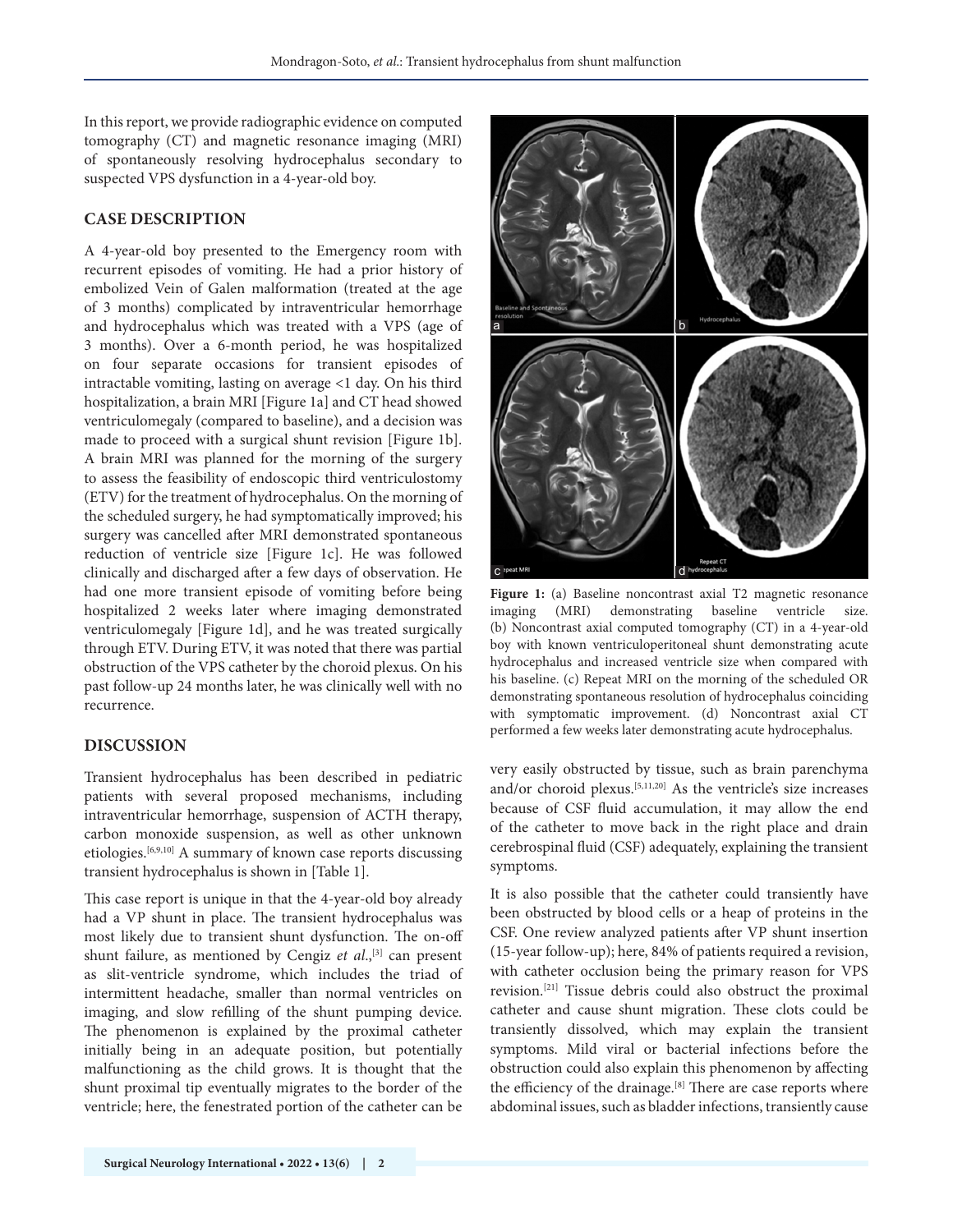In this report, we provide radiographic evidence on computed tomography (CT) and magnetic resonance imaging (MRI) of spontaneously resolving hydrocephalus secondary to suspected VPS dysfunction in a 4-year-old boy.

## CASE DESCRIPTION

A 4-year-old boy presented to the Emergency room with recurrent episodes of vomiting. He had a prior history of embolized Vein of Galen malformation (treated at the age of 3 months) complicated by intraventricular hemorrhage and hydrocephalus which was treated with a VPS (age of 3 months). Over a 6-month period, he was hospitalized on four separate occasions for transient episodes of intractable vomiting, lasting on average <1 day. On his third hospitalization, a brain MRI [Figure 1a] and CT head showed ventriculomegaly (compared to baseline), and a decision was made to proceed with a surgical shunt revision [Figure 1b]. A brain MRI was planned for the morning of the surgery to assess the feasibility of endoscopic third ventriculostomy (ETV) for the treatment of hydrocephalus. On the morning of the scheduled surgery, he had symptomatically improved; his surgery was cancelled after MRI demonstrated spontaneous reduction of ventricle size [Figure 1c]. He was followed clinically and discharged after a few days of observation. He had one more transient episode of vomiting before being hospitalized 2 weeks later where imaging demonstrated ventriculomegaly [Figure 1d], and he was treated surgically through ETV. During ETV, it was noted that there was partial obstruction of the VPS catheter by the choroid plexus. On his past follow-up 24 months later, he was clinically well with no recurrence.

Baseline and Spontaneous resolution

Hydrocephalus

Repeat MRI

Repeat CT hydrocephalus

**Figure 1:** (a) Baseline noncontrast axial T2 magnetic resonance imaging (MRI) demonstrating baseline ventricle size. (b) Noncontrast axial computed tomography (CT) in a 4-year-old boy with known ventriculoperitoneal shunt demonstrating acute hydrocephalus and increased ventricle size when compared with his baseline. (c) Repeat MRI on the morning of the scheduled OR demonstrating spontaneous resolution of hydrocephalus coinciding with symptomatic improvement. (d) Noncontrast axial CT performed a few weeks later demonstrating acute hydrocephalus.

## DISCUSSION

Transient hydrocephalus has been described in pediatric patients with several proposed mechanisms, including intraventricular hemorrhage, suspension of ACTH therapy, carbon monoxide suspension, as well as other unknown etiologies.[6,9,10] A summary of known case reports discussing transient hydrocephalus is shown in [Table 1].

This case report is unique in that the 4-year-old boy already had a VP shunt in place. The transient hydrocephalus was most likely due to transient shunt dysfunction. The on-off shunt failure, as mentioned by Cengiz *et al*.,[3] can present as slit-ventricle syndrome, which includes the triad of intermittent headache, smaller than normal ventricles on imaging, and slow refilling of the shunt pumping device. The phenomenon is explained by the proximal catheter initially being in an adequate position, but potentially malfunctioning as the child grows. It is thought that the shunt proximal tip eventually migrates to the border of the ventricle; here, the fenestrated portion of the catheter can be very easily obstructed by tissue, such as brain parenchyma and/or choroid plexus.[5,11,20] As the ventricle's size increases because of CSF fluid accumulation, it may allow the end of the catheter to move back in the right place and drain cerebrospinal fluid (CSF) adequately, explaining the transient symptoms.

It is also possible that the catheter could transiently have been obstructed by blood cells or a heap of proteins in the CSF. One review analyzed patients after VP shunt insertion (15-year follow-up); here, 84% of patients required a revision, with catheter occlusion being the primary reason for VPS revision.[21] Tissue debris could also obstruct the proximal catheter and cause shunt migration. These clots could be transiently dissolved, which may explain the transient symptoms. Mild viral or bacterial infections before the obstruction could also explain this phenomenon by affecting the efficiency of the drainage.[8] There are case reports where abdominal issues, such as bladder infections, transiently cause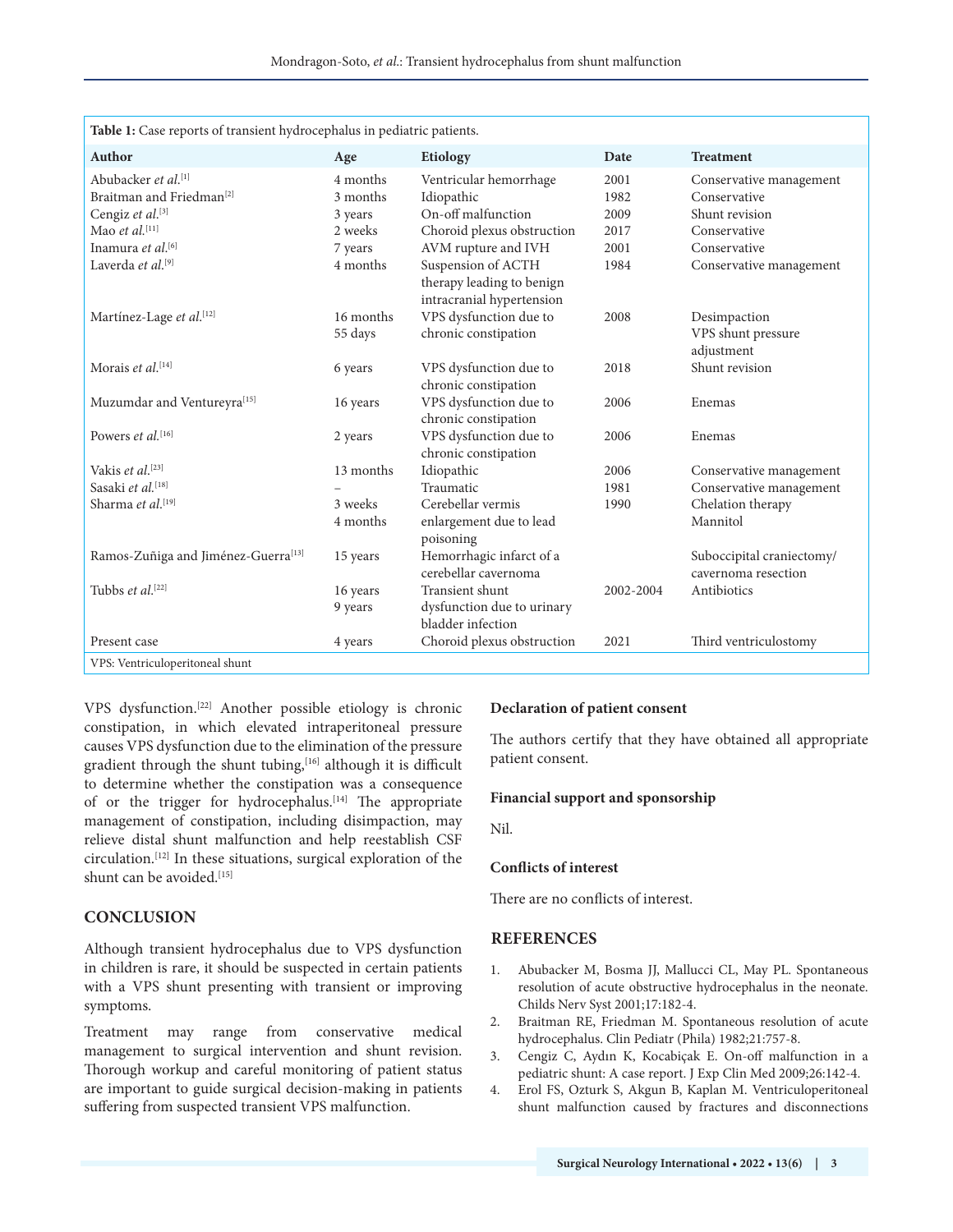**Table 1:** Case reports of transient hydrocephalus in pediatric patients.

| Author | Age | Etiology | Date | Treatment |
|---|---|---|---|---|
| Abubacker *et al.*[1] | 4 months | Ventricular hemorrhage | 2001 | Conservative management |
| Braitman and Friedman[2] | 3 months | Idiopathic | 1982 | Conservative |
| Cengiz *et al.*[3] | 3 years | On-off malfunction | 2009 | Shunt revision |
| Mao *et al.*[11] | 2 weeks | Choroid plexus obstruction | 2017 | Conservative |
| Inamura *et al.*[6] | 7 years | AVM rupture and IVH | 2001 | Conservative |
| Laverda *et al.*[9] | 4 months | Suspension of ACTH therapy leading to benign intracranial hypertension | 1984 | Conservative management |
| Martínez-Lage *et al.*[12] | 16 months 55 days | VPS dysfunction due to chronic constipation | 2008 | Desimpaction VPS shunt pressure adjustment |
| Morais *et al.*[14] | 6 years | VPS dysfunction due to chronic constipation | 2018 | Shunt revision |
| Muzumdar and Ventureyra[15] | 16 years | VPS dysfunction due to chronic constipation | 2006 | Enemas |
| Powers *et al.*[16] | 2 years | VPS dysfunction due to chronic constipation | 2006 | Enemas |
| Vakis *et al.*[23] | 13 months | Idiopathic | 2006 | Conservative management |
| Sasaki *et al.*[18] | – | Traumatic | 1981 | Conservative management |
| Sharma *et al.*[19] | 3 weeks 4 months | Cerebellar vermis enlargement due to lead poisoning | 1990 | Chelation therapy Mannitol |
| Ramos-Zuñiga and Jiménez-Guerra[13] | 15 years | Hemorrhagic infarct of a cerebellar cavernoma | | Suboccipital craniectomy/cavernoma resection |
| Tubbs *et al.*[22] | 16 years 9 years | Transient shunt dysfunction due to urinary bladder infection | 2002-2004 | Antibiotics |
| Present case | 4 years | Choroid plexus obstruction | 2021 | Third ventriculostomy |

VPS: Ventriculoperitoneal shunt

VPS dysfunction.[22] Another possible etiology is chronic constipation, in which elevated intraperitoneal pressure causes VPS dysfunction due to the elimination of the pressure gradient through the shunt tubing,[16] although it is difficult to determine whether the constipation was a consequence of or the trigger for hydrocephalus.[14] The appropriate management of constipation, including disimpaction, may relieve distal shunt malfunction and help reestablish CSF circulation.[12] In these situations, surgical exploration of the shunt can be avoided.[15]

## CONCLUSION

Although transient hydrocephalus due to VPS dysfunction in children is rare, it should be suspected in certain patients with a VPS shunt presenting with transient or improving symptoms.

Treatment may range from conservative medical management to surgical intervention and shunt revision. Thorough workup and careful monitoring of patient status are important to guide surgical decision-making in patients suffering from suspected transient VPS malfunction.

### Declaration of patient consent

The authors certify that they have obtained all appropriate patient consent.

### Financial support and sponsorship

Nil.

### Conflicts of interest

There are no conflicts of interest.

## REFERENCES

1. Abubacker M, Bosma JJ, Mallucci CL, May PL. Spontaneous resolution of acute obstructive hydrocephalus in the neonate. Childs Nerv Syst 2001;17:182-4.
2. Braitman RE, Friedman M. Spontaneous resolution of acute hydrocephalus. Clin Pediatr (Phila) 1982;21:757-8.
3. Cengiz C, Aydın K, Kocabiçak E. On-off malfunction in a pediatric shunt: A case report. J Exp Clin Med 2009;26:142-4.
4. Erol FS, Ozturk S, Akgun B, Kaplan M. Ventriculoperitoneal shunt malfunction caused by fractures and disconnections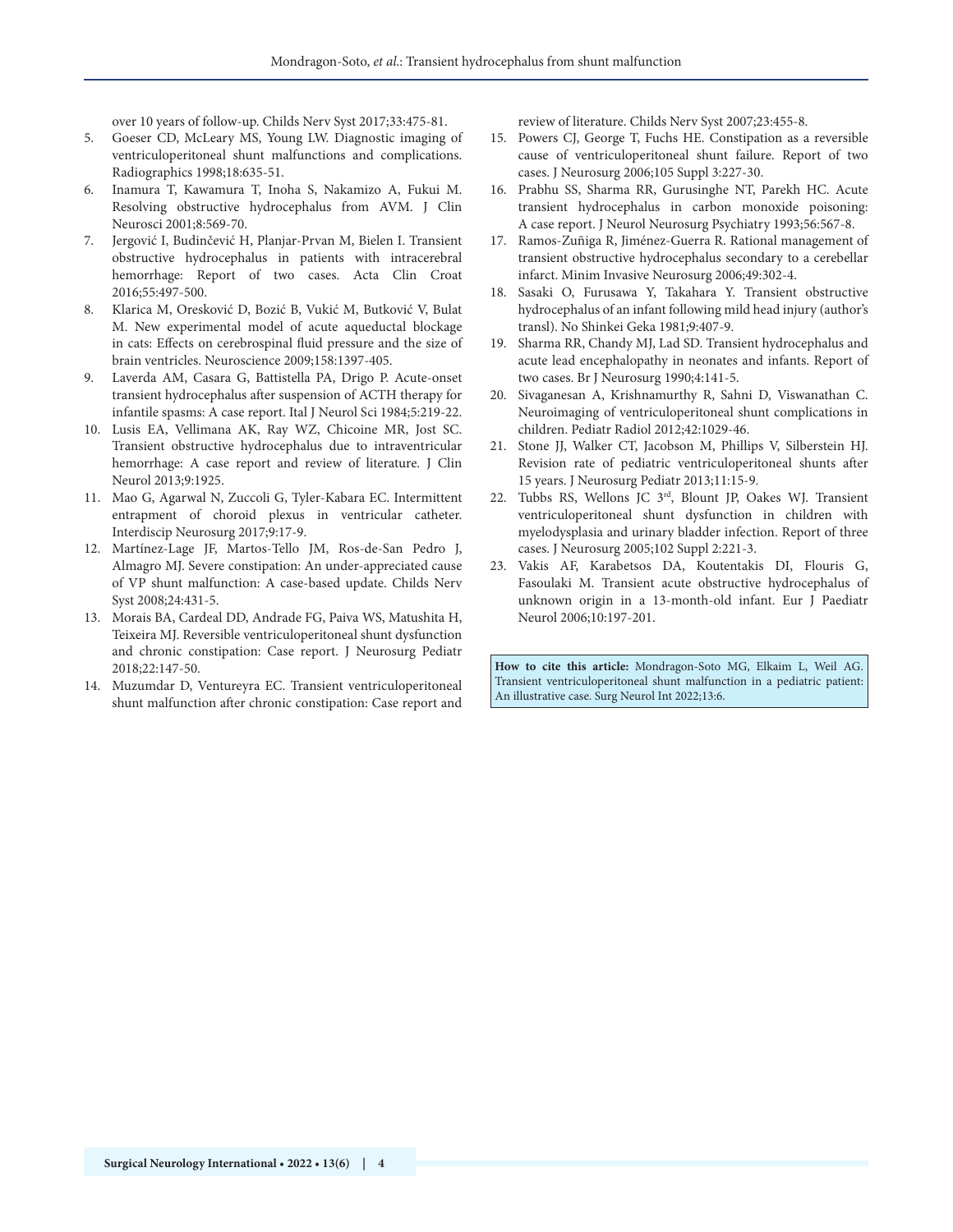over 10 years of follow-up. Childs Nerv Syst 2017;33:475-81.

5. Goeser CD, McLeary MS, Young LW. Diagnostic imaging of ventriculoperitoneal shunt malfunctions and complications. Radiographics 1998;18:635-51.
6. Inamura T, Kawamura T, Inoha S, Nakamizo A, Fukui M. Resolving obstructive hydrocephalus from AVM. J Clin Neurosci 2001;8:569-70.
7. Jergović I, Budinčević H, Planjar-Prvan M, Bielen I. Transient obstructive hydrocephalus in patients with intracerebral hemorrhage: Report of two cases. Acta Clin Croat 2016;55:497-500.
8. Klarica M, Oresković D, Bozić B, Vukić M, Butković V, Bulat M. New experimental model of acute aqueductal blockage in cats: Effects on cerebrospinal fluid pressure and the size of brain ventricles. Neuroscience 2009;158:1397-405.
9. Laverda AM, Casara G, Battistella PA, Drigo P. Acute-onset transient hydrocephalus after suspension of ACTH therapy for infantile spasms: A case report. Ital J Neurol Sci 1984;5:219-22.
10. Lusis EA, Vellimana AK, Ray WZ, Chicoine MR, Jost SC. Transient obstructive hydrocephalus due to intraventricular hemorrhage: A case report and review of literature. J Clin Neurol 2013;9:1925.
11. Mao G, Agarwal N, Zuccoli G, Tyler-Kabara EC. Intermittent entrapment of choroid plexus in ventricular catheter. Interdiscip Neurosurg 2017;9:17-9.
12. Martínez-Lage JF, Martos-Tello JM, Ros-de-San Pedro J, Almagro MJ. Severe constipation: An under-appreciated cause of VP shunt malfunction: A case-based update. Childs Nerv Syst 2008;24:431-5.
13. Morais BA, Cardeal DD, Andrade FG, Paiva WS, Matushita H, Teixeira MJ. Reversible ventriculoperitoneal shunt dysfunction and chronic constipation: Case report. J Neurosurg Pediatr 2018;22:147-50.
14. Muzumdar D, Ventureyra EC. Transient ventriculoperitoneal shunt malfunction after chronic constipation: Case report and review of literature. Childs Nerv Syst 2007;23:455-8.
15. Powers CJ, George T, Fuchs HE. Constipation as a reversible cause of ventriculoperitoneal shunt failure. Report of two cases. J Neurosurg 2006;105 Suppl 3:227-30.
16. Prabhu SS, Sharma RR, Gurusinghe NT, Parekh HC. Acute transient hydrocephalus in carbon monoxide poisoning: A case report. J Neurol Neurosurg Psychiatry 1993;56:567-8.
17. Ramos-Zuñiga R, Jiménez-Guerra R. Rational management of transient obstructive hydrocephalus secondary to a cerebellar infarct. Minim Invasive Neurosurg 2006;49:302-4.
18. Sasaki O, Furusawa Y, Takahara Y. Transient obstructive hydrocephalus of an infant following mild head injury (author's transl). No Shinkei Geka 1981;9:407-9.
19. Sharma RR, Chandy MJ, Lad SD. Transient hydrocephalus and acute lead encephalopathy in neonates and infants. Report of two cases. Br J Neurosurg 1990;4:141-5.
20. Sivaganesan A, Krishnamurthy R, Sahni D, Viswanathan C. Neuroimaging of ventriculoperitoneal shunt complications in children. Pediatr Radiol 2012;42:1029-46.
21. Stone JJ, Walker CT, Jacobson M, Phillips V, Silberstein HJ. Revision rate of pediatric ventriculoperitoneal shunts after 15 years. J Neurosurg Pediatr 2013;11:15-9.
22. Tubbs RS, Wellons JC 3rd, Blount JP, Oakes WJ. Transient ventriculoperitoneal shunt dysfunction in children with myelodysplasia and urinary bladder infection. Report of three cases. J Neurosurg 2005;102 Suppl 2:221-3.
23. Vakis AF, Karabetsos DA, Koutentakis DI, Flouris G, Fasoulaki M. Transient acute obstructive hydrocephalus of unknown origin in a 13-month-old infant. Eur J Paediatr Neurol 2006;10:197-201.

**How to cite this article:** Mondragon-Soto MG, Elkaim L, Weil AG. Transient ventriculoperitoneal shunt malfunction in a pediatric patient: An illustrative case. Surg Neurol Int 2022;13:6.